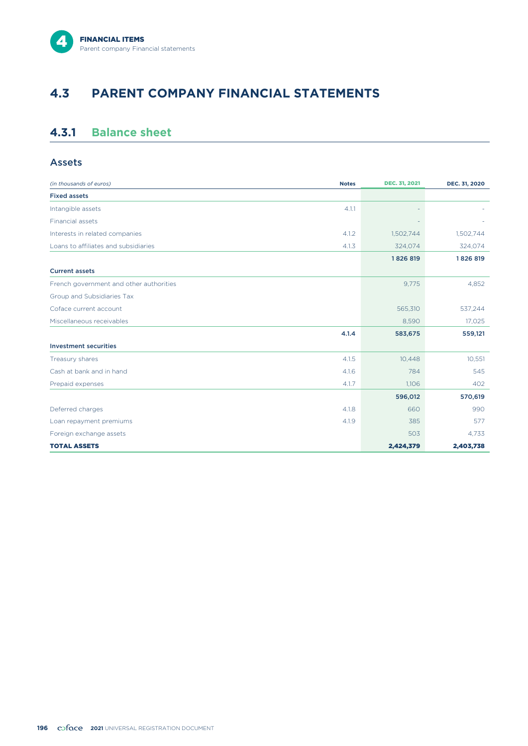# 4.3 PARENT COMPANY FINANCIAL STATEMENTS

## 4.3.1 Balance sheet

### Assets

| *(in thousands of euros)* | Notes | DEC. 31, 2021 | DEC. 31, 2020 |
|---|---|---|---|
| **Fixed assets** | | | |
| Intangible assets | 4.1.1 | - | - |
| Financial assets | | - | - |
| Interests in related companies | 4.1.2 | 1,502,744 | 1,502,744 |
| Loans to affiliates and subsidiaries | 4.1.3 | 324,074 | 324,074 |
| | | **1 826 819** | **1 826 819** |
| **Current assets** | | | |
| French government and other authorities | | 9,775 | 4,852 |
| Group and Subsidiaries Tax | | | |
| Coface current account | | 565,310 | 537,244 |
| Miscellaneous receivables | | 8,590 | 17,025 |
| | **4.1.4** | **583,675** | **559,121** |
| **Investment securities** | | | |
| Treasury shares | 4.1.5 | 10,448 | 10,551 |
| Cash at bank and in hand | 4.1.6 | 784 | 545 |
| Prepaid expenses | 4.1.7 | 1,106 | 402 |
| | | **596,012** | **570,619** |
| Deferred charges | 4.1.8 | 660 | 990 |
| Loan repayment premiums | 4.1.9 | 385 | 577 |
| Foreign exchange assets | | 503 | 4,733 |
| **TOTAL ASSETS** | | **2,424,379** | **2,403,738** |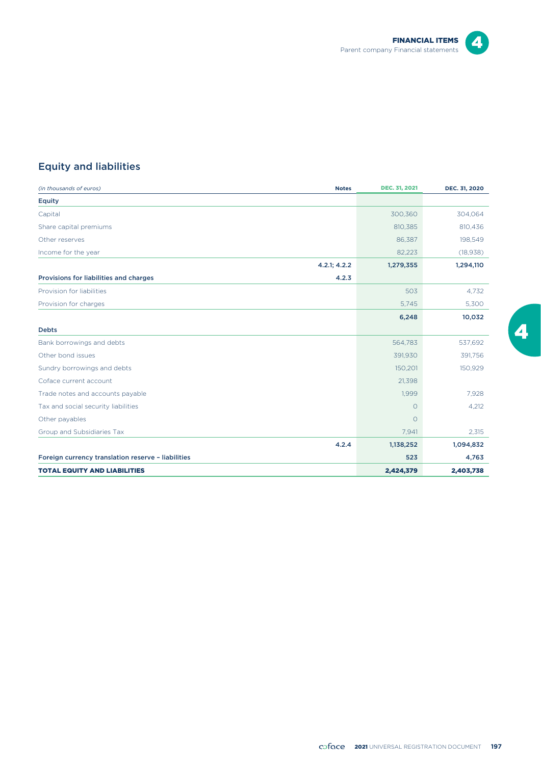## Equity and liabilities

| *(in thousands of euros)* | Notes | DEC. 31, 2021 | DEC. 31, 2020 |
|---|---|---|---|
| **Equity** | | | |
| Capital | | 300,360 | 304,064 |
| Share capital premiums | | 810,385 | 810,436 |
| Other reserves | | 86,387 | 198,549 |
| Income for the year | | 82,223 | (18,938) |
| | **4.2.1; 4.2.2** | **1,279,355** | **1,294,110** |
| **Provisions for liabilities and charges** | **4.2.3** | | |
| Provision for liabilities | | 503 | 4,732 |
| Provision for charges | | 5,745 | 5,300 |
| | | **6,248** | **10,032** |
| **Debts** | | | |
| Bank borrowings and debts | | 564,783 | 537,692 |
| Other bond issues | | 391,930 | 391,756 |
| Sundry borrowings and debts | | 150,201 | 150,929 |
| Coface current account | | 21,398 | |
| Trade notes and accounts payable | | 1,999 | 7,928 |
| Tax and social security liabilities | | 0 | 4,212 |
| Other payables | | 0 | |
| Group and Subsidiaries Tax | | 7,941 | 2,315 |
| | **4.2.4** | **1,138,252** | **1,094,832** |
| **Foreign currency translation reserve – liabilities** | | **523** | **4,763** |
| **TOTAL EQUITY AND LIABILITIES** | | **2,424,379** | **2,403,738** |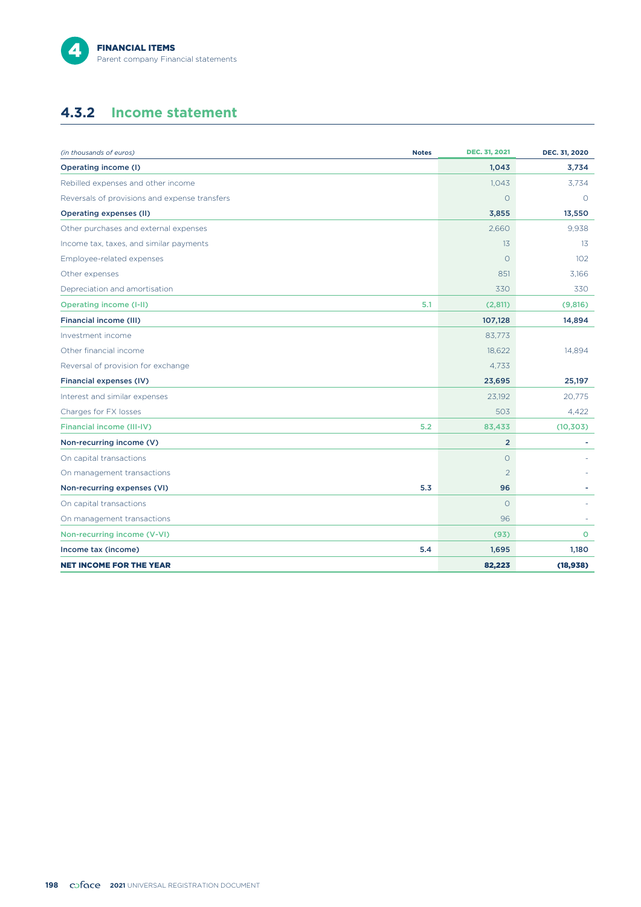## 4.3.2 Income statement

| *(in thousands of euros)* | Notes | DEC. 31, 2021 | DEC. 31, 2020 |
|---|---|---|---|
| **Operating income (I)** | | **1,043** | **3,734** |
| Rebilled expenses and other income | | 1,043 | 3,734 |
| Reversals of provisions and expense transfers | | 0 | 0 |
| **Operating expenses (II)** | | **3,855** | **13,550** |
| Other purchases and external expenses | | 2,660 | 9,938 |
| Income tax, taxes, and similar payments | | 13 | 13 |
| Employee-related expenses | | 0 | 102 |
| Other expenses | | 851 | 3,166 |
| Depreciation and amortisation | | 330 | 330 |
| **Operating income (I-II)** | 5.1 | **(2,811)** | **(9,816)** |
| **Financial income (III)** | | **107,128** | **14,894** |
| Investment income | | 83,773 | |
| Other financial income | | 18,622 | 14,894 |
| Reversal of provision for exchange | | 4,733 | |
| **Financial expenses (IV)** | | **23,695** | **25,197** |
| Interest and similar expenses | | 23,192 | 20,775 |
| Charges for FX losses | | 503 | 4,422 |
| **Financial income (III-IV)** | 5.2 | **83,433** | **(10,303)** |
| **Non-recurring income (V)** | | **2** | **-** |
| On capital transactions | | 0 | - |
| On management transactions | | 2 | - |
| **Non-recurring expenses (VI)** | 5.3 | **96** | **-** |
| On capital transactions | | 0 | - |
| On management transactions | | 96 | - |
| **Non-recurring income (V-VI)** | | **(93)** | **0** |
| **Income tax (income)** | 5.4 | **1,695** | **1,180** |
| **NET INCOME FOR THE YEAR** | | **82,223** | **(18,938)** |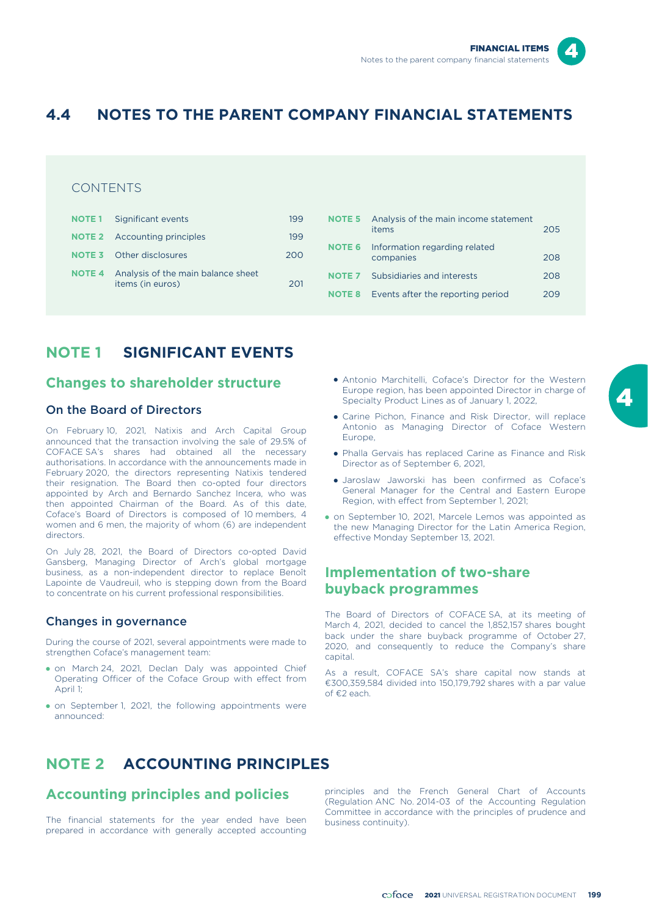# 4.4 NOTES TO THE PARENT COMPANY FINANCIAL STATEMENTS

CONTENTS

| | | |
|---|---|---|
| NOTE 1 | Significant events | 199 |
| NOTE 2 | Accounting principles | 199 |
| NOTE 3 | Other disclosures | 200 |
| NOTE 4 | Analysis of the main balance sheet items (in euros) | 201 |
| NOTE 5 | Analysis of the main income statement items | 205 |
| NOTE 6 | Information regarding related companies | 208 |
| NOTE 7 | Subsidiaries and interests | 208 |
| NOTE 8 | Events after the reporting period | 209 |

## NOTE 1 SIGNIFICANT EVENTS

### Changes to shareholder structure

#### On the Board of Directors

On February 10, 2021, Natixis and Arch Capital Group announced that the transaction involving the sale of 29.5% of COFACE SA's shares had obtained all the necessary authorisations. In accordance with the announcements made in February 2020, the directors representing Natixis tendered their resignation. The Board then co-opted four directors appointed by Arch and Bernardo Sanchez Incera, who was then appointed Chairman of the Board. As of this date, Coface's Board of Directors is composed of 10 members, 4 women and 6 men, the majority of whom (6) are independent directors.

On July 28, 2021, the Board of Directors co-opted David Gansberg, Managing Director of Arch's global mortgage business, as a non-independent director to replace Benoît Lapointe de Vaudreuil, who is stepping down from the Board to concentrate on his current professional responsibilities.

#### Changes in governance

During the course of 2021, several appointments were made to strengthen Coface's management team:

- on March 24, 2021, Declan Daly was appointed Chief Operating Officer of the Coface Group with effect from April 1;
- on September 1, 2021, the following appointments were announced:
  - Antonio Marchitelli, Coface's Director for the Western Europe region, has been appointed Director in charge of Specialty Product Lines as of January 1, 2022,
  - Carine Pichon, Finance and Risk Director, will replace Antonio as Managing Director of Coface Western Europe,
  - Phalla Gervais has replaced Carine as Finance and Risk Director as of September 6, 2021,
  - Jaroslaw Jaworski has been confirmed as Coface's General Manager for the Central and Eastern Europe Region, with effect from September 1, 2021;
- on September 10, 2021, Marcele Lemos was appointed as the new Managing Director for the Latin America Region, effective Monday September 13, 2021.

### Implementation of two-share buyback programmes

The Board of Directors of COFACE SA, at its meeting of March 4, 2021, decided to cancel the 1,852,157 shares bought back under the share buyback programme of October 27, 2020, and consequently to reduce the Company's share capital.

As a result, COFACE SA's share capital now stands at €300,359,584 divided into 150,179,792 shares with a par value of €2 each.

## NOTE 2 ACCOUNTING PRINCIPLES

### Accounting principles and policies

The financial statements for the year ended have been prepared in accordance with generally accepted accounting principles and the French General Chart of Accounts (Regulation ANC No. 2014-03 of the Accounting Regulation Committee in accordance with the principles of prudence and business continuity).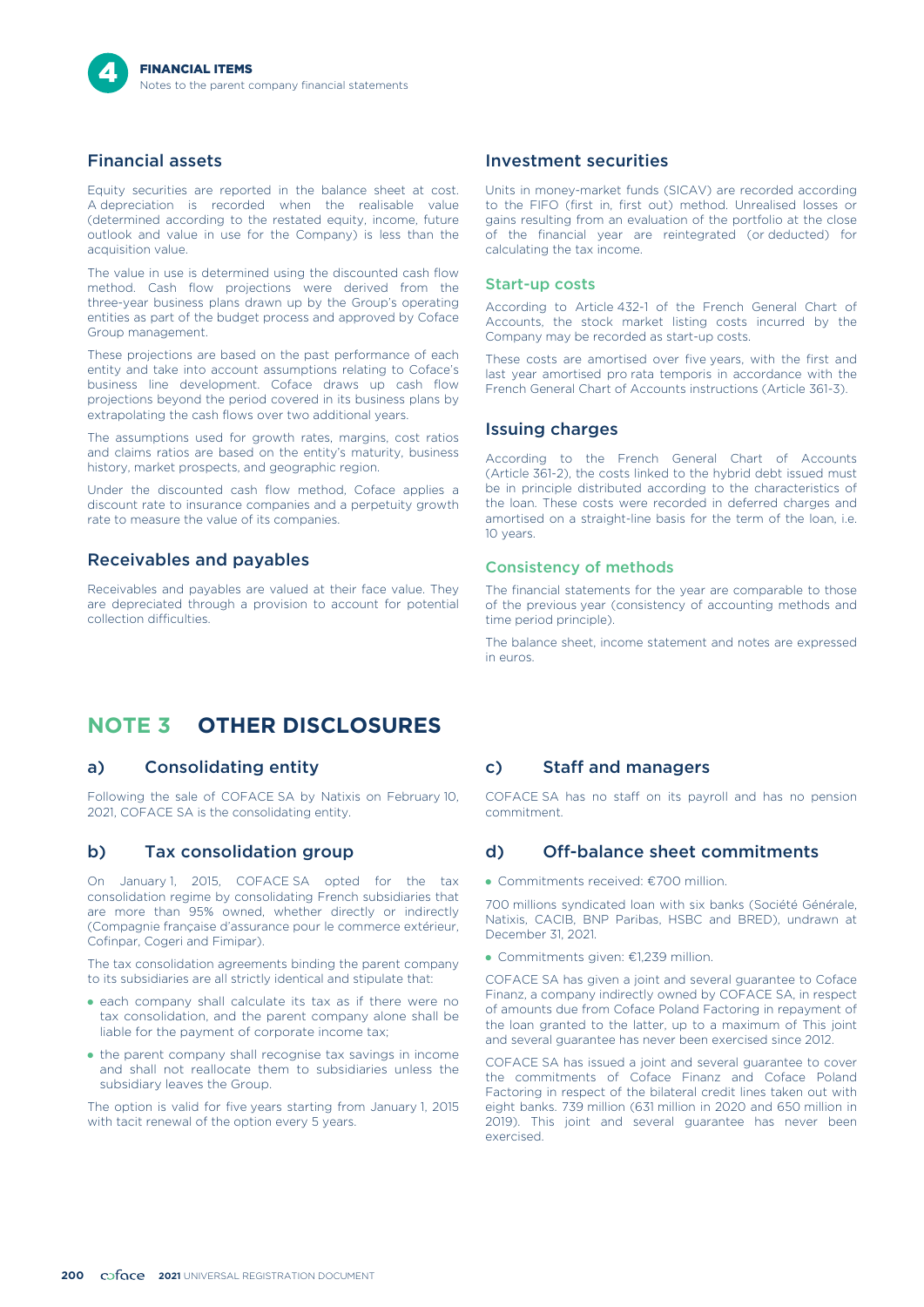## Financial assets

Equity securities are reported in the balance sheet at cost. A depreciation is recorded when the realisable value (determined according to the restated equity, income, future outlook and value in use for the Company) is less than the acquisition value.

The value in use is determined using the discounted cash flow method. Cash flow projections were derived from the three-year business plans drawn up by the Group's operating entities as part of the budget process and approved by Coface Group management.

These projections are based on the past performance of each entity and take into account assumptions relating to Coface's business line development. Coface draws up cash flow projections beyond the period covered in its business plans by extrapolating the cash flows over two additional years.

The assumptions used for growth rates, margins, cost ratios and claims ratios are based on the entity's maturity, business history, market prospects, and geographic region.

Under the discounted cash flow method, Coface applies a discount rate to insurance companies and a perpetuity growth rate to measure the value of its companies.

## Receivables and payables

Receivables and payables are valued at their face value. They are depreciated through a provision to account for potential collection difficulties.

## Investment securities

Units in money-market funds (SICAV) are recorded according to the FIFO (first in, first out) method. Unrealised losses or gains resulting from an evaluation of the portfolio at the close of the financial year are reintegrated (or deducted) for calculating the tax income.

### Start-up costs

According to Article 432-1 of the French General Chart of Accounts, the stock market listing costs incurred by the Company may be recorded as start-up costs.

These costs are amortised over five years, with the first and last year amortised pro rata temporis in accordance with the French General Chart of Accounts instructions (Article 361-3).

## Issuing charges

According to the French General Chart of Accounts (Article 361-2), the costs linked to the hybrid debt issued must be in principle distributed according to the characteristics of the loan. These costs were recorded in deferred charges and amortised on a straight-line basis for the term of the loan, i.e. 10 years.

### Consistency of methods

The financial statements for the year are comparable to those of the previous year (consistency of accounting methods and time period principle).

The balance sheet, income statement and notes are expressed in euros.

# NOTE 3 OTHER DISCLOSURES

## a) Consolidating entity

Following the sale of COFACE SA by Natixis on February 10, 2021, COFACE SA is the consolidating entity.

## b) Tax consolidation group

On January 1, 2015, COFACE SA opted for the tax consolidation regime by consolidating French subsidiaries that are more than 95% owned, whether directly or indirectly (Compagnie française d'assurance pour le commerce extérieur, Cofinpar, Cogeri and Fimipar).

The tax consolidation agreements binding the parent company to its subsidiaries are all strictly identical and stipulate that:

- each company shall calculate its tax as if there were no tax consolidation, and the parent company alone shall be liable for the payment of corporate income tax;
- the parent company shall recognise tax savings in income and shall not reallocate them to subsidiaries unless the subsidiary leaves the Group.

The option is valid for five years starting from January 1, 2015 with tacit renewal of the option every 5 years.

## c) Staff and managers

COFACE SA has no staff on its payroll and has no pension commitment.

## d) Off-balance sheet commitments

- Commitments received: €700 million.

700 millions syndicated loan with six banks (Société Générale, Natixis, CACIB, BNP Paribas, HSBC and BRED), undrawn at December 31, 2021.

- Commitments given: €1,239 million.

COFACE SA has given a joint and several guarantee to Coface Finanz, a company indirectly owned by COFACE SA, in respect of amounts due from Coface Poland Factoring in repayment of the loan granted to the latter, up to a maximum of This joint and several guarantee has never been exercised since 2012.

COFACE SA has issued a joint and several guarantee to cover the commitments of Coface Finanz and Coface Poland Factoring in respect of the bilateral credit lines taken out with eight banks. 739 million (631 million in 2020 and 650 million in 2019). This joint and several guarantee has never been exercised.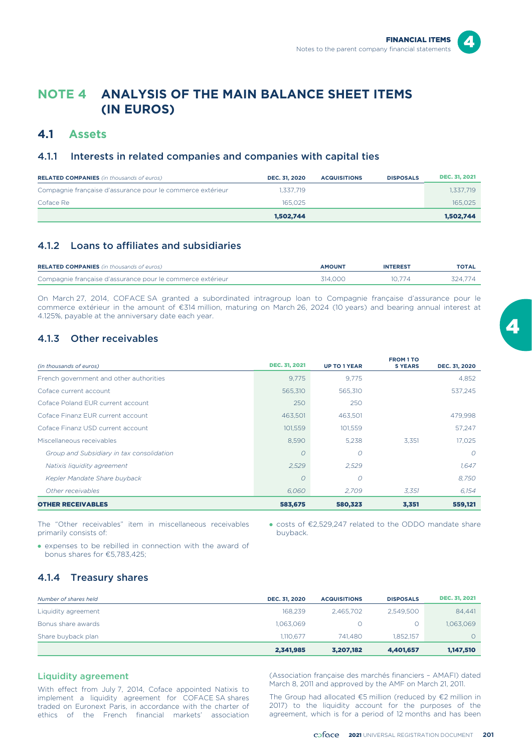# NOTE 4 ANALYSIS OF THE MAIN BALANCE SHEET ITEMS (IN EUROS)

## 4.1 Assets

### 4.1.1 Interests in related companies and companies with capital ties

| **RELATED COMPANIES** *(in thousands of euros)* | DEC. 31, 2020 | ACQUISITIONS | DISPOSALS | DEC. 31, 2021 |
|---|---|---|---|---|
| Compagnie française d'assurance pour le commerce extérieur | 1,337,719 | | | 1,337,719 |
| Coface Re | 165,025 | | | 165,025 |
| | **1,502,744** | | | **1,502,744** |

### 4.1.2 Loans to affiliates and subsidiaries

| **RELATED COMPANIES** *(in thousands of euros)* | AMOUNT | INTEREST | TOTAL |
|---|---|---|---|
| Compagnie française d'assurance pour le commerce extérieur | 314,000 | 10,774 | 324,774 |

On March 27, 2014, COFACE SA granted a subordinated intragroup loan to Compagnie française d'assurance pour le commerce extérieur in the amount of €314 million, maturing on March 26, 2024 (10 years) and bearing annual interest at 4.125%, payable at the anniversary date each year.

### 4.1.3 Other receivables

| *(in thousands of euros)* | DEC. 31, 2021 | UP TO 1 YEAR | FROM 1 TO 5 YEARS | DEC. 31, 2020 |
|---|---|---|---|---|
| French government and other authorities | 9,775 | 9,775 | | 4,852 |
| Coface current account | 565,310 | 565,310 | | 537,245 |
| Coface Poland EUR current account | 250 | 250 | | |
| Coface Finanz EUR current account | 463,501 | 463,501 | | 479,998 |
| Coface Finanz USD current account | 101,559 | 101,559 | | 57,247 |
| Miscellaneous receivables | 8,590 | 5,238 | 3,351 | 17,025 |
| *Group and Subsidiary in tax consolidation* | *0* | *0* | | *0* |
| *Natixis liquidity agreement* | *2,529* | *2,529* | | *1,647* |
| *Kepler Mandate Share buyback* | *0* | *0* | | *8,750* |
| *Other receivables* | *6,060* | *2,709* | *3,351* | *6,154* |
| **OTHER RECEIVABLES** | **583,675** | **580,323** | **3,351** | **559,121** |

The "Other receivables" item in miscellaneous receivables primarily consists of:

- expenses to be rebilled in connection with the award of bonus shares for €5,783,425;
- costs of €2,529,247 related to the ODDO mandate share buyback.

### 4.1.4 Treasury shares

| *Number of shares held* | DEC. 31, 2020 | ACQUISITIONS | DISPOSALS | DEC. 31, 2021 |
|---|---|---|---|---|
| Liquidity agreement | 168,239 | 2,465,702 | 2,549,500 | 84,441 |
| Bonus share awards | 1,063,069 | 0 | 0 | 1,063,069 |
| Share buyback plan | 1,110,677 | 741,480 | 1,852,157 | 0 |
| | **2,341,985** | **3,207,182** | **4,401,657** | **1,147,510** |

#### Liquidity agreement

With effect from July 7, 2014, Coface appointed Natixis to implement a liquidity agreement for COFACE SA shares traded on Euronext Paris, in accordance with the charter of ethics of the French financial markets' association (Association française des marchés financiers – AMAFI) dated March 8, 2011 and approved by the AMF on March 21, 2011.

The Group had allocated €5 million (reduced by €2 million in 2017) to the liquidity account for the purposes of the agreement, which is for a period of 12 months and has been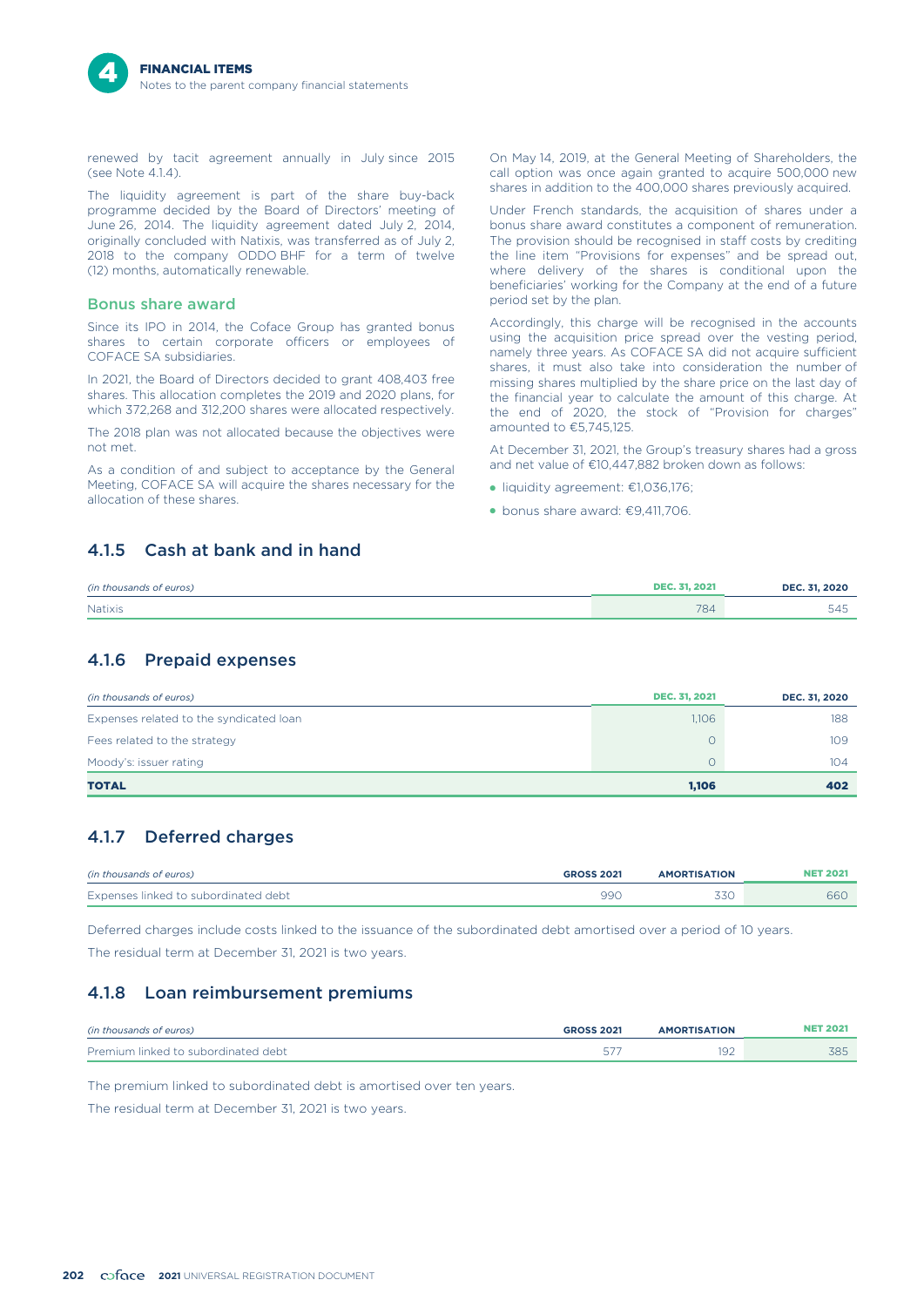renewed by tacit agreement annually in July since 2015 (see Note 4.1.4).

The liquidity agreement is part of the share buy-back programme decided by the Board of Directors' meeting of June 26, 2014. The liquidity agreement dated July 2, 2014, originally concluded with Natixis, was transferred as of July 2, 2018 to the company ODDO BHF for a term of twelve (12) months, automatically renewable.

### Bonus share award

Since its IPO in 2014, the Coface Group has granted bonus shares to certain corporate officers or employees of COFACE SA subsidiaries.

In 2021, the Board of Directors decided to grant 408,403 free shares. This allocation completes the 2019 and 2020 plans, for which 372,268 and 312,200 shares were allocated respectively.

The 2018 plan was not allocated because the objectives were not met.

As a condition of and subject to acceptance by the General Meeting, COFACE SA will acquire the shares necessary for the allocation of these shares.

On May 14, 2019, at the General Meeting of Shareholders, the call option was once again granted to acquire 500,000 new shares in addition to the 400,000 shares previously acquired.

Under French standards, the acquisition of shares under a bonus share award constitutes a component of remuneration. The provision should be recognised in staff costs by crediting the line item "Provisions for expenses" and be spread out, where delivery of the shares is conditional upon the beneficiaries' working for the Company at the end of a future period set by the plan.

Accordingly, this charge will be recognised in the accounts using the acquisition price spread over the vesting period, namely three years. As COFACE SA did not acquire sufficient shares, it must also take into consideration the number of missing shares multiplied by the share price on the last day of the financial year to calculate the amount of this charge. At the end of 2020, the stock of "Provision for charges" amounted to €5,745,125.

At December 31, 2021, the Group's treasury shares had a gross and net value of €10,447,882 broken down as follows:

- liquidity agreement: €1,036,176;
- bonus share award: €9,411,706.

## 4.1.5 Cash at bank and in hand

| *(in thousands of euros)* | DEC. 31, 2021 | DEC. 31, 2020 |
|---|---|---|
| Natixis | 784 | 545 |

## 4.1.6 Prepaid expenses

| *(in thousands of euros)* | DEC. 31, 2021 | DEC. 31, 2020 |
|---|---|---|
| Expenses related to the syndicated loan | 1,106 | 188 |
| Fees related to the strategy | 0 | 109 |
| Moody's: issuer rating | 0 | 104 |
| **TOTAL** | **1,106** | **402** |

## 4.1.7 Deferred charges

| *(in thousands of euros)* | GROSS 2021 | AMORTISATION | NET 2021 |
|---|---|---|---|
| Expenses linked to subordinated debt | 990 | 330 | 660 |

Deferred charges include costs linked to the issuance of the subordinated debt amortised over a period of 10 years.

The residual term at December 31, 2021 is two years.

## 4.1.8 Loan reimbursement premiums

| *(in thousands of euros)* | GROSS 2021 | AMORTISATION | NET 2021 |
|---|---|---|---|
| Premium linked to subordinated debt | 577 | 192 | 385 |

The premium linked to subordinated debt is amortised over ten years.

The residual term at December 31, 2021 is two years.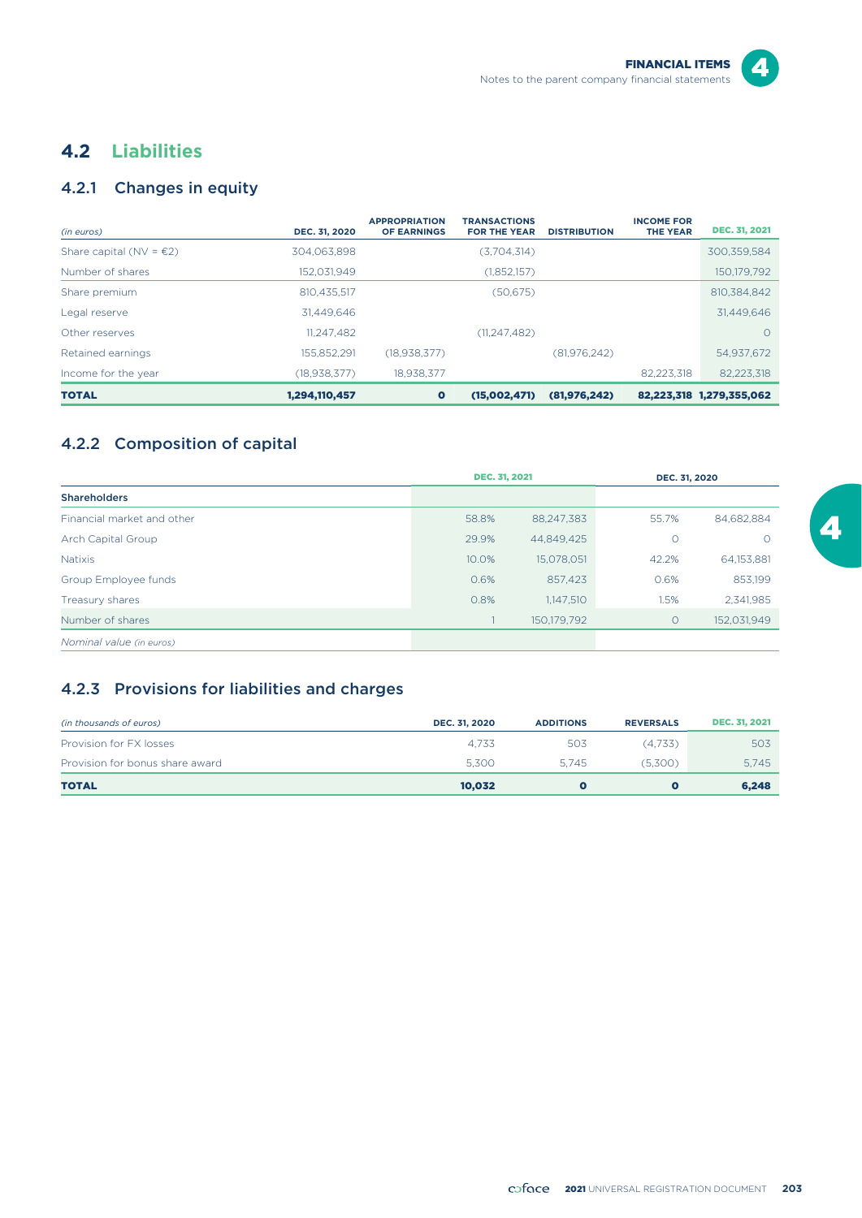## 4.2 Liabilities

### 4.2.1 Changes in equity

| *(in euros)* | DEC. 31, 2020 | APPROPRIATION OF EARNINGS | TRANSACTIONS FOR THE YEAR | DISTRIBUTION | INCOME FOR THE YEAR | DEC. 31, 2021 |
|---|---|---|---|---|---|---|
| Share capital (NV = €2) | 304,063,898 | | (3,704,314) | | | 300,359,584 |
| Number of shares | 152,031,949 | | (1,852,157) | | | 150,179,792 |
| Share premium | 810,435,517 | | (50,675) | | | 810,384,842 |
| Legal reserve | 31,449,646 | | | | | 31,449,646 |
| Other reserves | 11,247,482 | | (11,247,482) | | | 0 |
| Retained earnings | 155,852,291 | (18,938,377) | | (81,976,242) | | 54,937,672 |
| Income for the year | (18,938,377) | 18,938,377 | | | 82,223,318 | 82,223,318 |
| **TOTAL** | **1,294,110,457** | **0** | **(15,002,471)** | **(81,976,242)** | **82,223,318** | **1,279,355,062** |

### 4.2.2 Composition of capital

| | DEC. 31, 2021 | | DEC. 31, 2020 | |
|---|---|---|---|---|
| **Shareholders** | | | | |
| Financial market and other | 58.8% | 88,247,383 | 55.7% | 84,682,884 |
| Arch Capital Group | 29.9% | 44,849,425 | 0 | 0 |
| Natixis | 10.0% | 15,078,051 | 42.2% | 64,153,881 |
| Group Employee funds | 0.6% | 857,423 | 0.6% | 853,199 |
| Treasury shares | 0.8% | 1,147,510 | 1.5% | 2,341,985 |
| Number of shares | 1 | 150,179,792 | 0 | 152,031,949 |
| *Nominal value (in euros)* | | | | |

### 4.2.3 Provisions for liabilities and charges

| *(in thousands of euros)* | DEC. 31, 2020 | ADDITIONS | REVERSALS | DEC. 31, 2021 |
|---|---|---|---|---|
| Provision for FX losses | 4,733 | 503 | (4,733) | 503 |
| Provision for bonus share award | 5,300 | 5,745 | (5,300) | 5,745 |
| **TOTAL** | **10,032** | **0** | **0** | **6,248** |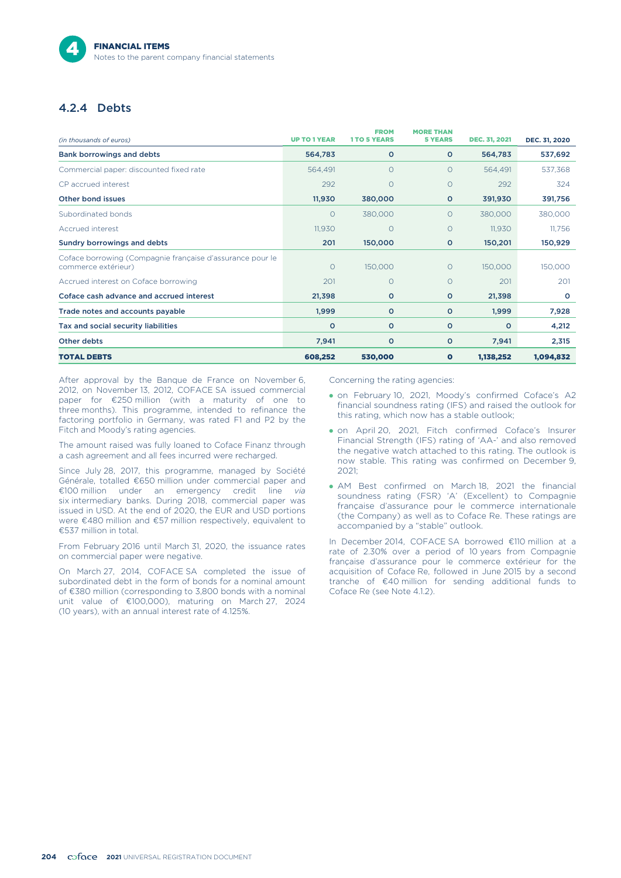### 4.2.4 Debts

| (in thousands of euros) | UP TO 1 YEAR | FROM 1 TO 5 YEARS | MORE THAN 5 YEARS | DEC. 31, 2021 | DEC. 31, 2020 |
|---|---|---|---|---|---|
| **Bank borrowings and debts** | **564,783** | **0** | **0** | **564,783** | **537,692** |
| Commercial paper: discounted fixed rate | 564,491 | 0 | 0 | 564,491 | 537,368 |
| CP accrued interest | 292 | 0 | 0 | 292 | 324 |
| **Other bond issues** | **11,930** | **380,000** | **0** | **391,930** | **391,756** |
| Subordinated bonds | 0 | 380,000 | 0 | 380,000 | 380,000 |
| Accrued interest | 11,930 | 0 | 0 | 11,930 | 11,756 |
| **Sundry borrowings and debts** | **201** | **150,000** | **0** | **150,201** | **150,929** |
| Coface borrowing (Compagnie française d'assurance pour le commerce extérieur) | 0 | 150,000 | 0 | 150,000 | 150,000 |
| Accrued interest on Coface borrowing | 201 | 0 | 0 | 201 | 201 |
| **Coface cash advance and accrued interest** | **21,398** | **0** | **0** | **21,398** | **0** |
| **Trade notes and accounts payable** | **1,999** | **0** | **0** | **1,999** | **7,928** |
| **Tax and social security liabilities** | **0** | **0** | **0** | **0** | **4,212** |
| **Other debts** | **7,941** | **0** | **0** | **7,941** | **2,315** |
| **TOTAL DEBTS** | **608,252** | **530,000** | **0** | **1,138,252** | **1,094,832** |

After approval by the Banque de France on November 6, 2012, on November 13, 2012, COFACE SA issued commercial paper for €250 million (with a maturity of one to three months). This programme, intended to refinance the factoring portfolio in Germany, was rated F1 and P2 by the Fitch and Moody's rating agencies.

The amount raised was fully loaned to Coface Finanz through a cash agreement and all fees incurred were recharged.

Since July 28, 2017, this programme, managed by Société Générale, totalled €650 million under commercial paper and €100 million under an emergency credit line *via* six intermediary banks. During 2018, commercial paper was issued in USD. At the end of 2020, the EUR and USD portions were €480 million and €57 million respectively, equivalent to €537 million in total.

From February 2016 until March 31, 2020, the issuance rates on commercial paper were negative.

On March 27, 2014, COFACE SA completed the issue of subordinated debt in the form of bonds for a nominal amount of €380 million (corresponding to 3,800 bonds with a nominal unit value of €100,000), maturing on March 27, 2024 (10 years), with an annual interest rate of 4.125%.

Concerning the rating agencies:

- on February 10, 2021, Moody's confirmed Coface's A2 financial soundness rating (IFS) and raised the outlook for this rating, which now has a stable outlook;
- on April 20, 2021, Fitch confirmed Coface's Insurer Financial Strength (IFS) rating of 'AA-' and also removed the negative watch attached to this rating. The outlook is now stable. This rating was confirmed on December 9, 2021;
- AM Best confirmed on March 18, 2021 the financial soundness rating (FSR) 'A' (Excellent) to Compagnie française d'assurance pour le commerce internationale (the Company) as well as to Coface Re. These ratings are accompanied by a "stable" outlook.

In December 2014, COFACE SA borrowed €110 million at a rate of 2.30% over a period of 10 years from Compagnie française d'assurance pour le commerce extérieur for the acquisition of Coface Re, followed in June 2015 by a second tranche of €40 million for sending additional funds to Coface Re (see Note 4.1.2).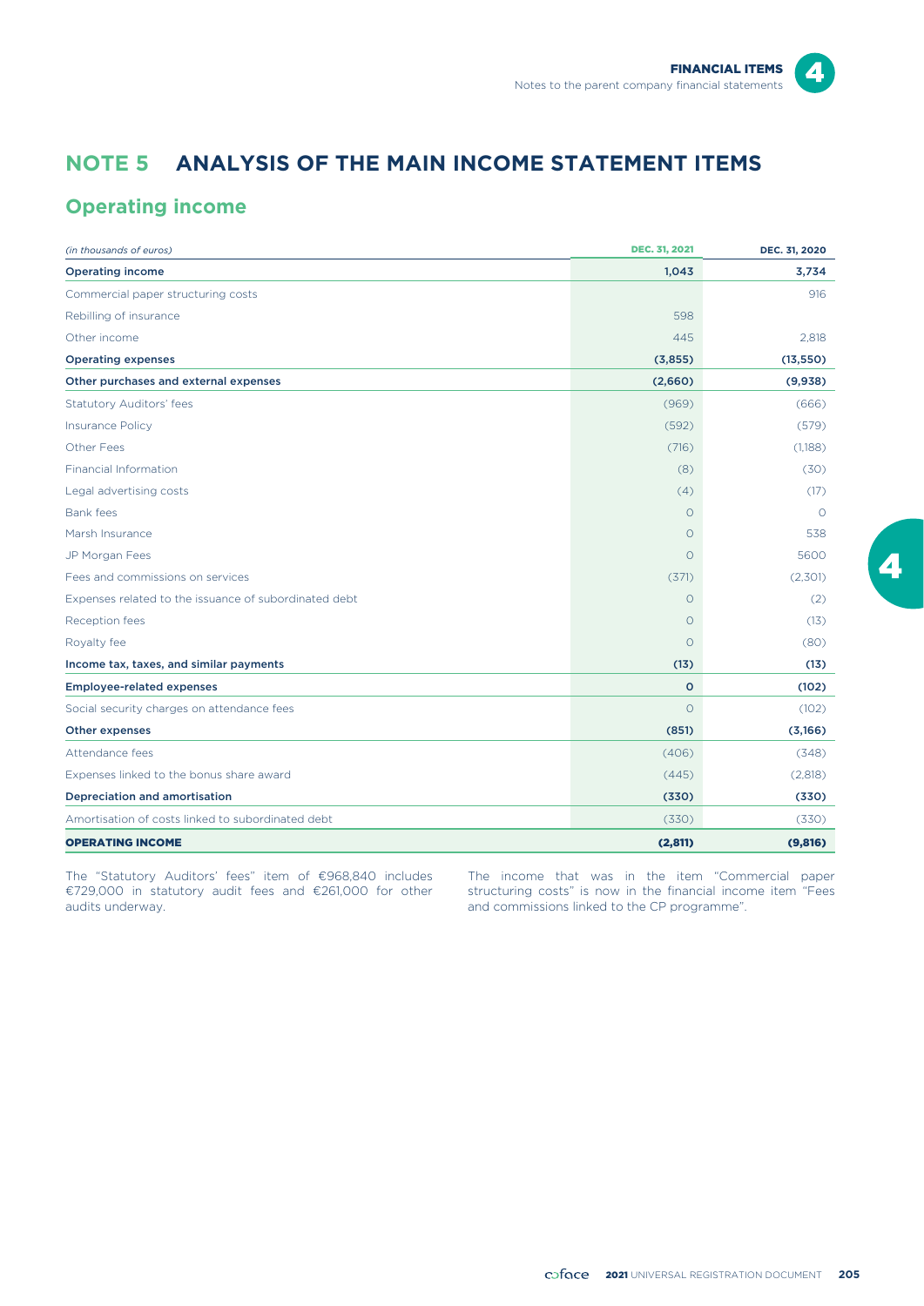# NOTE 5 ANALYSIS OF THE MAIN INCOME STATEMENT ITEMS

## Operating income

| *(in thousands of euros)* | DEC. 31, 2021 | DEC. 31, 2020 |
|---|---|---|
| **Operating income** | **1,043** | **3,734** |
| Commercial paper structuring costs | | 916 |
| Rebilling of insurance | 598 | |
| Other income | 445 | 2,818 |
| **Operating expenses** | **(3,855)** | **(13,550)** |
| **Other purchases and external expenses** | **(2,660)** | **(9,938)** |
| Statutory Auditors' fees | (969) | (666) |
| Insurance Policy | (592) | (579) |
| Other Fees | (716) | (1,188) |
| Financial Information | (8) | (30) |
| Legal advertising costs | (4) | (17) |
| Bank fees | 0 | 0 |
| Marsh Insurance | 0 | 538 |
| JP Morgan Fees | 0 | 5600 |
| Fees and commissions on services | (371) | (2,301) |
| Expenses related to the issuance of subordinated debt | 0 | (2) |
| Reception fees | 0 | (13) |
| Royalty fee | 0 | (80) |
| **Income tax, taxes, and similar payments** | **(13)** | **(13)** |
| **Employee-related expenses** | **0** | **(102)** |
| Social security charges on attendance fees | 0 | (102) |
| **Other expenses** | **(851)** | **(3,166)** |
| Attendance fees | (406) | (348) |
| Expenses linked to the bonus share award | (445) | (2,818) |
| **Depreciation and amortisation** | **(330)** | **(330)** |
| Amortisation of costs linked to subordinated debt | (330) | (330) |
| **OPERATING INCOME** | **(2,811)** | **(9,816)** |

The "Statutory Auditors' fees" item of €968,840 includes €729,000 in statutory audit fees and €261,000 for other audits underway.

The income that was in the item "Commercial paper structuring costs" is now in the financial income item "Fees and commissions linked to the CP programme".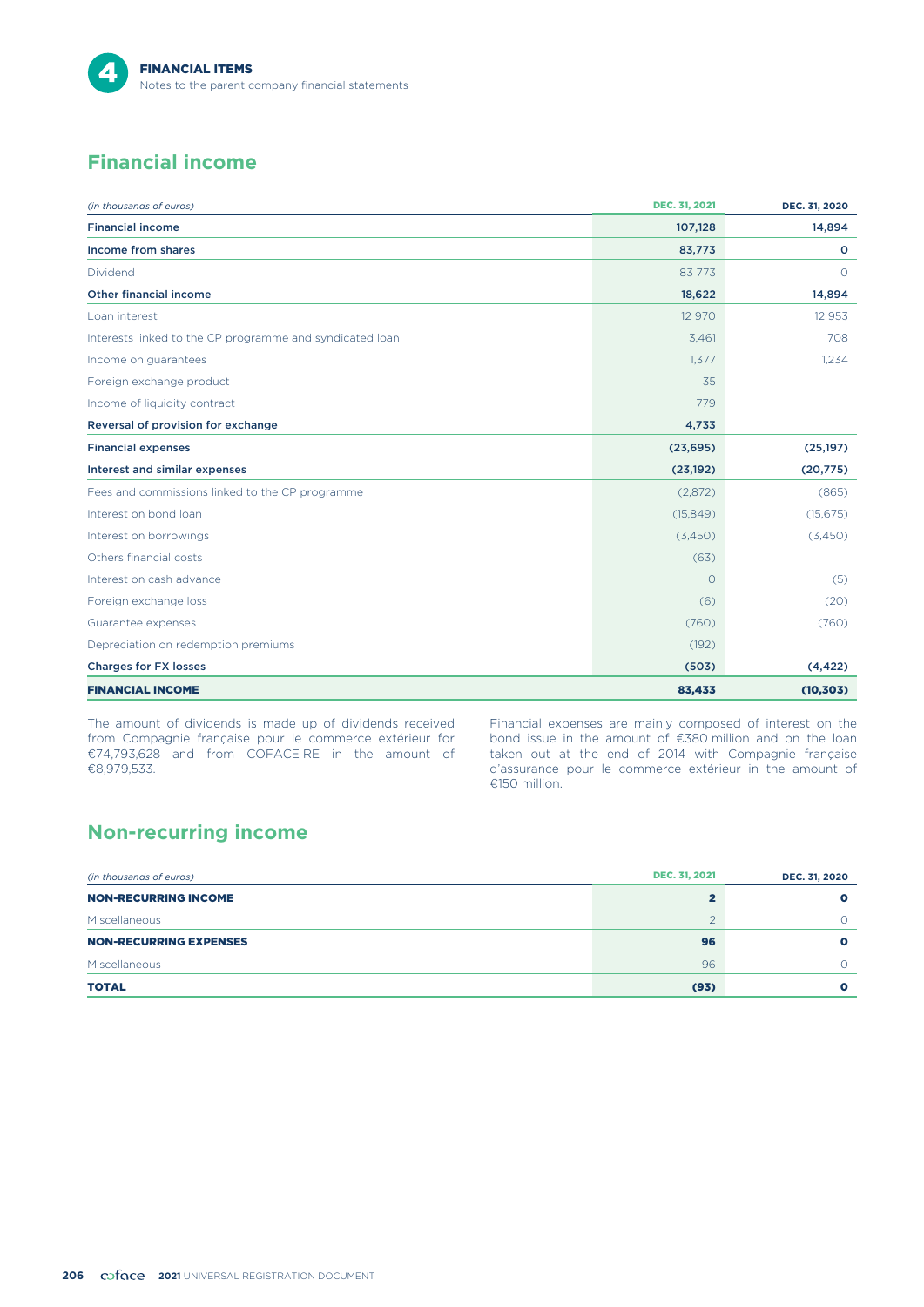## Financial income

| *(in thousands of euros)* | DEC. 31, 2021 | DEC. 31, 2020 |
|---|---|---|
| **Financial income** | **107,128** | **14,894** |
| **Income from shares** | **83,773** | **0** |
| Dividend | 83 773 | 0 |
| **Other financial income** | **18,622** | **14,894** |
| Loan interest | 12 970 | 12 953 |
| Interests linked to the CP programme and syndicated loan | 3,461 | 708 |
| Income on guarantees | 1,377 | 1,234 |
| Foreign exchange product | 35 | |
| Income of liquidity contract | 779 | |
| **Reversal of provision for exchange** | **4,733** | |
| **Financial expenses** | **(23,695)** | **(25,197)** |
| **Interest and similar expenses** | **(23,192)** | **(20,775)** |
| Fees and commissions linked to the CP programme | (2,872) | (865) |
| Interest on bond loan | (15,849) | (15,675) |
| Interest on borrowings | (3,450) | (3,450) |
| Others financial costs | (63) | |
| Interest on cash advance | 0 | (5) |
| Foreign exchange loss | (6) | (20) |
| Guarantee expenses | (760) | (760) |
| Depreciation on redemption premiums | (192) | |
| **Charges for FX losses** | **(503)** | **(4,422)** |
| **FINANCIAL INCOME** | **83,433** | **(10,303)** |

The amount of dividends is made up of dividends received from Compagnie française pour le commerce extérieur for €74,793,628 and from COFACE RE in the amount of €8,979,533.

Financial expenses are mainly composed of interest on the bond issue in the amount of €380 million and on the loan taken out at the end of 2014 with Compagnie française d'assurance pour le commerce extérieur in the amount of €150 million.

## Non-recurring income

| *(in thousands of euros)* | DEC. 31, 2021 | DEC. 31, 2020 |
|---|---|---|
| **NON-RECURRING INCOME** | **2** | **0** |
| Miscellaneous | 2 | 0 |
| **NON-RECURRING EXPENSES** | **96** | **0** |
| Miscellaneous | 96 | 0 |
| **TOTAL** | **(93)** | **0** |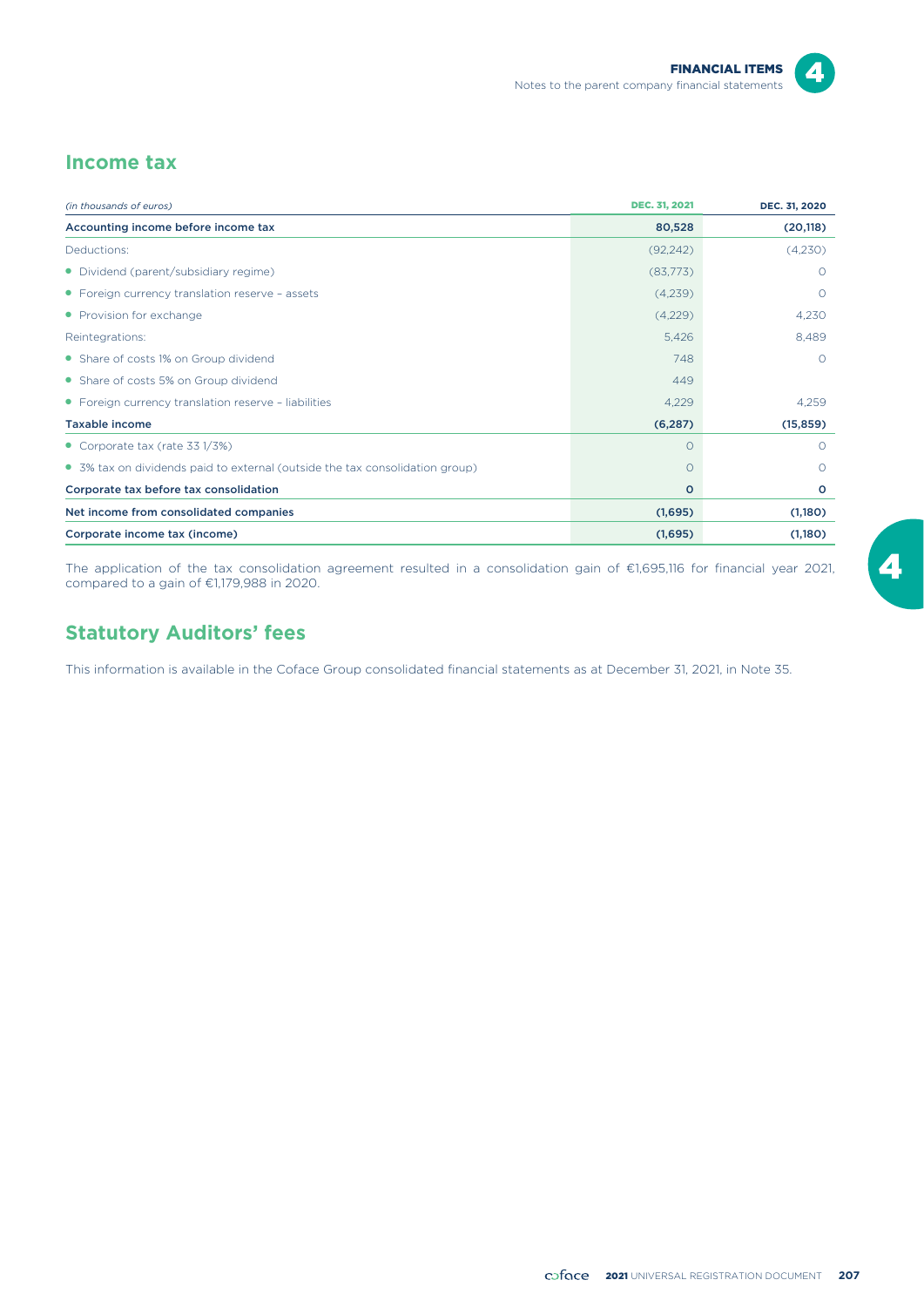## Income tax

| *(in thousands of euros)* | DEC. 31, 2021 | DEC. 31, 2020 |
|---|---|---|
| **Accounting income before income tax** | **80,528** | **(20,118)** |
| Deductions: | (92,242) | (4,230) |
| • Dividend (parent/subsidiary regime) | (83,773) | 0 |
| • Foreign currency translation reserve – assets | (4,239) | 0 |
| • Provision for exchange | (4,229) | 4,230 |
| Reintegrations: | 5,426 | 8,489 |
| • Share of costs 1% on Group dividend | 748 | 0 |
| • Share of costs 5% on Group dividend | 449 | |
| • Foreign currency translation reserve – liabilities | 4,229 | 4,259 |
| **Taxable income** | **(6,287)** | **(15,859)** |
| • Corporate tax (rate 33 1/3%) | 0 | 0 |
| • 3% tax on dividends paid to external (outside the tax consolidation group) | 0 | 0 |
| **Corporate tax before tax consolidation** | **0** | **0** |
| **Net income from consolidated companies** | **(1,695)** | **(1,180)** |
| **Corporate income tax (income)** | **(1,695)** | **(1,180)** |

The application of the tax consolidation agreement resulted in a consolidation gain of €1,695,116 for financial year 2021, compared to a gain of €1,179,988 in 2020.

## Statutory Auditors' fees

This information is available in the Coface Group consolidated financial statements as at December 31, 2021, in Note 35.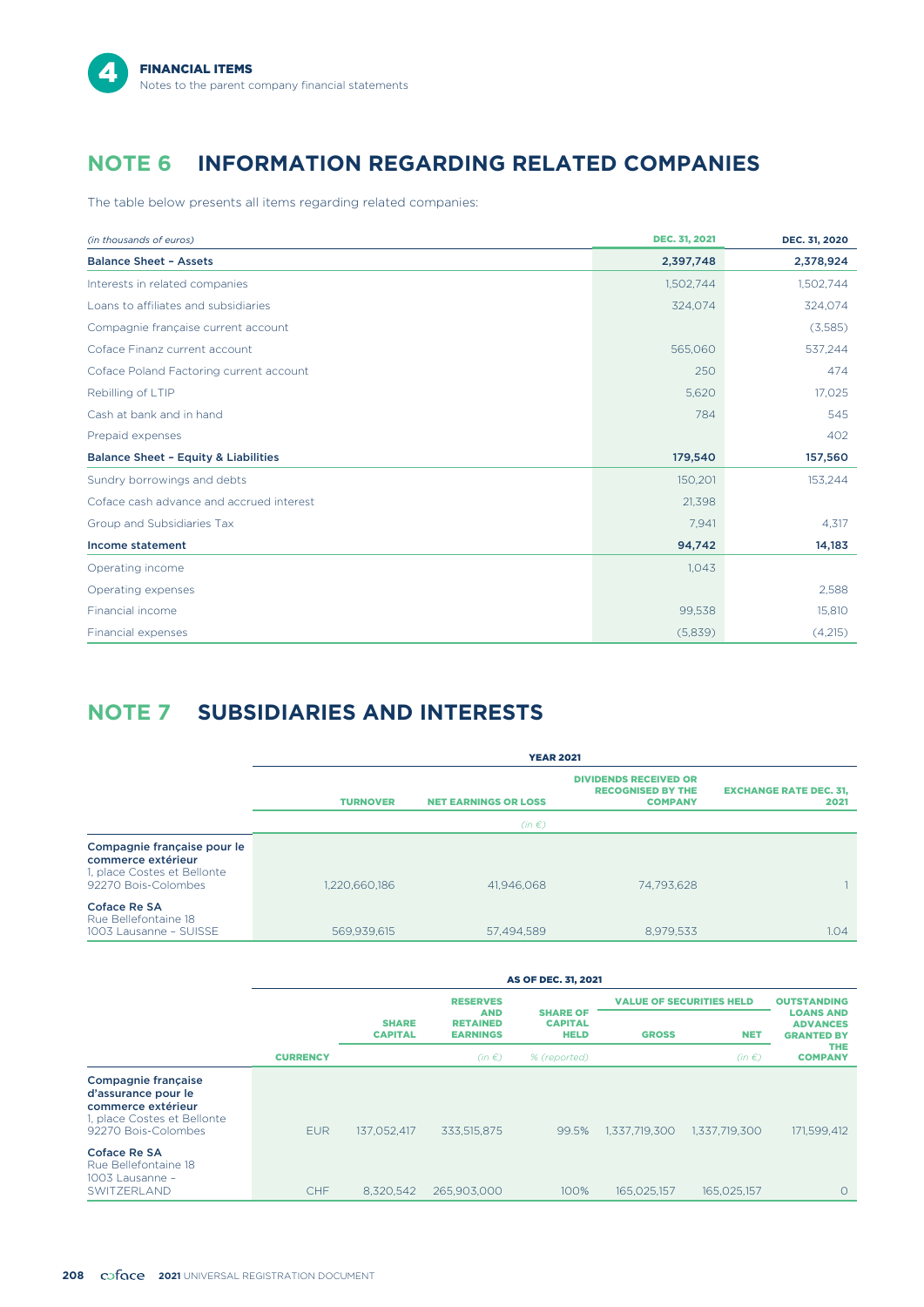## NOTE 6 INFORMATION REGARDING RELATED COMPANIES

The table below presents all items regarding related companies:

| *(in thousands of euros)* | DEC. 31, 2021 | DEC. 31, 2020 |
|---|---|---|
| **Balance Sheet – Assets** | **2,397,748** | **2,378,924** |
| Interests in related companies | 1,502,744 | 1,502,744 |
| Loans to affiliates and subsidiaries | 324,074 | 324,074 |
| Compagnie française current account | | (3,585) |
| Coface Finanz current account | 565,060 | 537,244 |
| Coface Poland Factoring current account | 250 | 474 |
| Rebilling of LTIP | 5,620 | 17,025 |
| Cash at bank and in hand | 784 | 545 |
| Prepaid expenses | | 402 |
| **Balance Sheet – Equity & Liabilities** | **179,540** | **157,560** |
| Sundry borrowings and debts | 150,201 | 153,244 |
| Coface cash advance and accrued interest | 21,398 | |
| Group and Subsidiaries Tax | 7,941 | 4,317 |
| **Income statement** | **94,742** | **14,183** |
| Operating income | 1,043 | |
| Operating expenses | | 2,588 |
| Financial income | 99,538 | 15,810 |
| Financial expenses | (5,839) | (4,215) |

## NOTE 7 SUBSIDIARIES AND INTERESTS

| | YEAR 2021 | | | |
|---|---|---|---|---|
| | TURNOVER | NET EARNINGS OR LOSS | DIVIDENDS RECEIVED OR RECOGNISED BY THE COMPANY | EXCHANGE RATE DEC. 31, 2021 |
| | | *(in €)* | | |
| **Compagnie française pour le commerce extérieur** 1, place Costes et Bellonte 92270 Bois-Colombes | 1,220,660,186 | 41,946,068 | 74,793,628 | 1 |
| **Coface Re SA** Rue Bellefontaine 18 1003 Lausanne – SUISSE | 569,939,615 | 57,494,589 | 8,979,533 | 1.04 |

| | AS OF DEC. 31, 2021 | | | | | | |
|---|---|---|---|---|---|---|---|
| | | | | | VALUE OF SECURITIES HELD | | |
| | CURRENCY | SHARE CAPITAL | RESERVES AND RETAINED EARNINGS | SHARE OF CAPITAL HELD | GROSS | NET | OUTSTANDING LOANS AND ADVANCES GRANTED BY THE COMPANY |
| | | | *(in €)* | *% (reported)* | | *(in €)* | |
| **Compagnie française d'assurance pour le commerce extérieur** 1, place Costes et Bellonte 92270 Bois-Colombes | EUR | 137,052,417 | 333,515,875 | 99.5% | 1,337,719,300 | 1,337,719,300 | 171,599,412 |
| **Coface Re SA** Rue Bellefontaine 18 1003 Lausanne – SWITZERLAND | CHF | 8,320,542 | 265,903,000 | 100% | 165,025,157 | 165,025,157 | 0 |